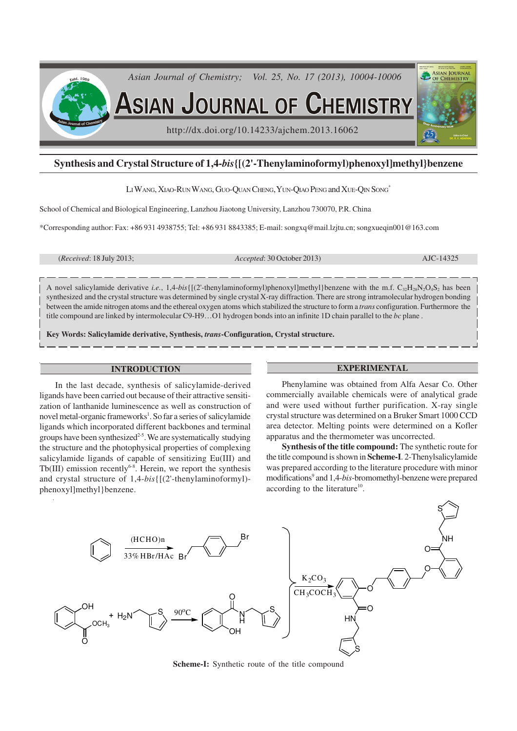# Synthesis and Crystal Structure of 1,4-*bis*{[(2'-Thenylaminoformyl)phenoxyl]methyl}benzene

LI WANG, XIAO-RUN WANG, GUO-QUAN CHENG, YUN-QIAO PENG and XUE-QIN SONG*

School of Chemical and Biological Engineering, Lanzhou Jiaotong University, Lanzhou 730070, P.R. China

*Corresponding author: Fax: +86 931 4938755; Tel: +86 931 8843385; E-mail: songxq@mail.lzjtu.cn; songxueqin001@163.com

(*Received*: 18 July 2013; *Accepted*: 30 October 2013) AJC-14325

A novel salicylamide derivative *i.e.*, 1,4-*bis*{[(2'-thenylaminoformyl)phenoxyl]methyl}benzene with the m.f. $C_{32}H_{28}N_2O_4S_2$ has been synthesized and the crystal structure was determined by single crystal X-ray diffraction. There are strong intramolecular hydrogen bonding between the amide nitrogen atoms and the ethereal oxygen atoms which stabilized the structure to form a *trans* configuration. Furthermore the title compound are linked by intermolecular C9-H9…O1 hydrogen bonds into an infinite 1D chain parallel to the *bc* plane .

**Key Words: Salicylamide derivative, Synthesis, *trans*-Configuration, Crystal structure.**

## INTRODUCTION

In the last decade, synthesis of salicylamide-derived ligands have been carried out because of their attractive sensitization of lanthanide luminescence as well as construction of novel metal-organic frameworks[1]. So far a series of salicylamide ligands which incorporated different backbones and terminal groups have been synthesized[2-5]. We are systematically studying the structure and the photophysical properties of complexing salicylamide ligands of capable of sensitizing Eu(III) and Tb(III) emission recently[6-8]. Herein, we report the synthesis and crystal structure of 1,4-*bis*{[(2'-thenylaminoformyl)-phenoxyl]methyl}benzene.

## EXPERIMENTAL

Phenylamine was obtained from Alfa Aesar Co. Other commercially available chemicals were of analytical grade and were used without further purification. X-ray single crystal structure was determined on a Bruker Smart 1000 CCD area detector. Melting points were determined on a Kofler apparatus and the thermometer was uncorrected.

**Synthesis of the title compound:** The synthetic route for the title compound is shown in **Scheme-I**. 2-Thenylsalicylamide was prepared according to the literature with minor modifications[9] and 1,4-*bis*-bromomethyl-benzene were prepared according to the literature[10].

**Scheme-I:** Synthetic route of the title compound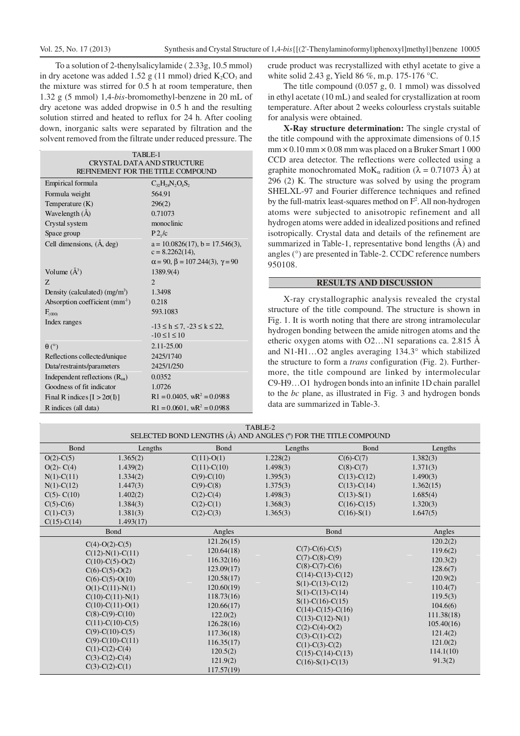To a solution of 2-thenylsalicylamide ( 2.33g, 10.5 mmol) in dry acetone was added 1.52 g (11 mmol) dried $K_2CO_3$ and the mixture was stirred for 0.5 h at room temperature, then 1.32 g (5 mmol) 1,4-*bis*-bromomethyl-benzene in 20 mL of dry acetone was added dropwise in 0.5 h and the resulting solution stirred and heated to reflux for 24 h. After cooling down, inorganic salts were separated by filtration and the solvent removed from the filtrate under reduced pressure. The crude product was recrystallized with ethyl acetate to give a white solid 2.43 g, Yield 86 %, m.p. 175-176 °C.

TABLE-1
CRYSTAL DATA AND STRUCTURE REFINEMENT FOR THE TITLE COMPOUND

| | |
|---|---|
| Empirical formula | $C_{32}H_{28}N_2O_4S_2$ |
| Formula weight | 564.91 |
| Temperature (K) | 296(2) |
| Wavelength (Å) | 0.71073 |
| Crystal system | monoclinic |
| Space group | $P2_1/c$ |
| Cell dimensions, (Å, deg) | a = 10.0826(17), b = 17.546(3), c = 8.2262(14), α = 90, β = 107.244(3), γ = 90 |
| Volume (Å$^3$) | 1389.9(4) |
| Z | 2 |
| Density (calculated) (mg/m$^3$) | 1.3498 |
| Absorption coefficient (mm$^{-1}$) | 0.218 |
| $F_{(000)}$ | 593.1083 |
| Index ranges | -13 ≤ h ≤ 7, -23 ≤ k ≤ 22, -10 ≤ l ≤ 10 |
| θ (°) | 2.11-25.00 |
| Reflections collected/unique | 2425/1740 |
| Data/restraints/parameters | 2425/1/250 |
| Independent reflections ($R_{int}$) | 0.0352 |
| Goodness of fit indicator | 1.0726 |
| Final R indices [I > 2σ(I)] | R1 = 0.0405, wR$^2$ = 0.0988 |
| R indices (all data) | R1 = 0.0601, wR$^2$ = 0.0988 |

The title compound (0.057 g, 0. 1 mmol) was dissolved in ethyl acetate (10 mL) and sealed for crystallization at room temperature. After about 2 weeks colourless crystals suitable for analysis were obtained.

**X-Ray structure determination:** The single crystal of the title compound with the approximate dimensions of 0.15 mm × 0.10 mm × 0.08 mm was placed on a Bruker Smart 1 000 CCD area detector. The reflections were collected using a graphite monochromated MoK$_\alpha$ radition (λ = 0.71073 Å) at 296 (2) K. The structure was solved by using the program SHELXL-97 and Fourier difference techniques and refined by the full-matrix least-squares method on $F^2$. All non-hydrogen atoms were subjected to anisotropic refinement and all hydrogen atoms were added in idealized positions and refined isotropically. Crystal data and details of the refinement are summarized in Table-1, representative bond lengths (Å) and angles (°) are presented in Table-2. CCDC reference numbers 950108.

## RESULTS AND DISCUSSION

X-ray crystallographic analysis revealed the crystal structure of the title compound. The structure is shown in Fig. 1. It is worth noting that there are strong intramolecular hydrogen bonding between the amide nitrogen atoms and the etheric oxygen atoms with O2…N1 separations ca. 2.815 Å and N1-H1…O2 angles averaging 134.3° which stabilized the structure to form a *trans* configuration (Fig. 2). Furthermore, the title compound are linked by intermolecular C9-H9…O1 hydrogen bonds into an infinite 1D chain parallel to the *bc* plane, as illustrated in Fig. 3 and hydrogen bonds data are summarized in Table-3.

TABLE-2
SELECTED BOND LENGTHS (Å) AND ANGLES (°) FOR THE TITLE COMPOUND

| Bond | Lengths | Bond | Lengths | Bond | Lengths |
|---|---|---|---|---|---|
| O(2)-C(5) | 1.365(2) | C(11)-O(1) | 1.228(2) | C(6)-C(7) | 1.382(3) |
| O(2)- C(4) | 1.439(2) | C(11)-C(10) | 1.498(3) | C(8)-C(7) | 1.371(3) |
| N(1)-C(11) | 1.334(2) | C(9)-C(10) | 1.395(3) | C(13)-C(12) | 1.490(3) |
| N(1)-C(12) | 1.447(3) | C(9)-C(8) | 1.375(3) | C(13)-C(14) | 1.362(15) |
| C(5)- C(10) | 1.402(2) | C(2)-C(4) | 1.498(3) | C(13)-S(1) | 1.685(4) |
| C(5)-C(6) | 1.384(3) | C(2)-C(1) | 1.368(3) | C(16)-C(15) | 1.320(3) |
| C(1)-C(3) | 1.381(3) | C(2)-C(3) | 1.365(3) | C(16)-S(1) | 1.647(5) |
| C(15)-C(14) | 1.493(17) | | | | |

| Bond | Angles | Bond | Angles |
|---|---|---|---|
| C(4)-O(2)-C(5) | 121.26(15) | C(7)-C(6)-C(5) | 120.2(2) |
| C(12)-N(1)-C(11) | 120.64(18) | C(7)-C(8)-C(9) | 119.6(2) |
| C(10)-C(5)-O(2) | 116.32(16) | C(8)-C(7)-C(6) | 120.3(2) |
| C(6)-C(5)-O(2) | 123.09(17) | C(14)-C(13)-C(12) | 128.6(7) |
| C(6)-C(5)-O(10) | 120.58(17) | S(1)-C(13)-C(12) | 120.9(2) |
| O(1)-C(11)-N(1) | 120.60(19) | S(1)-C(13)-C(14) | 110.4(7) |
| C(10)-C(11)-N(1) | 118.73(16) | S(1)-C(16)-C(15) | 119.5(3) |
| C(10)-C(11)-O(1) | 120.66(17) | C(14)-C(15)-C(16) | 104.6(6) |
| C(8)-C(9)-C(10) | 122.0(2) | C(13)-C(12)-N(1) | 111.38(18) |
| C(11)-C(10)-C(5) | 126.28(16) | C(2)-C(4)-O(2) | 105.40(16) |
| C(9)-C(10)-C(5) | 117.36(18) | C(3)-C(1)-C(2) | 121.4(2) |
| C(9)-C(10)-C(11) | 116.35(17) | C(1)-C(3)-C(2) | 121.0(2) |
| C(1)-C(2)-C(4) | 120.5(2) | C(15)-C(14)-C(13) | 114.1(10) |
| C(3)-C(2)-C(4) | 121.9(2) | C(16)-S(1)-C(13) | 91.3(2) |
| C(3)-C(2)-C(1) | 117.57(19) | | |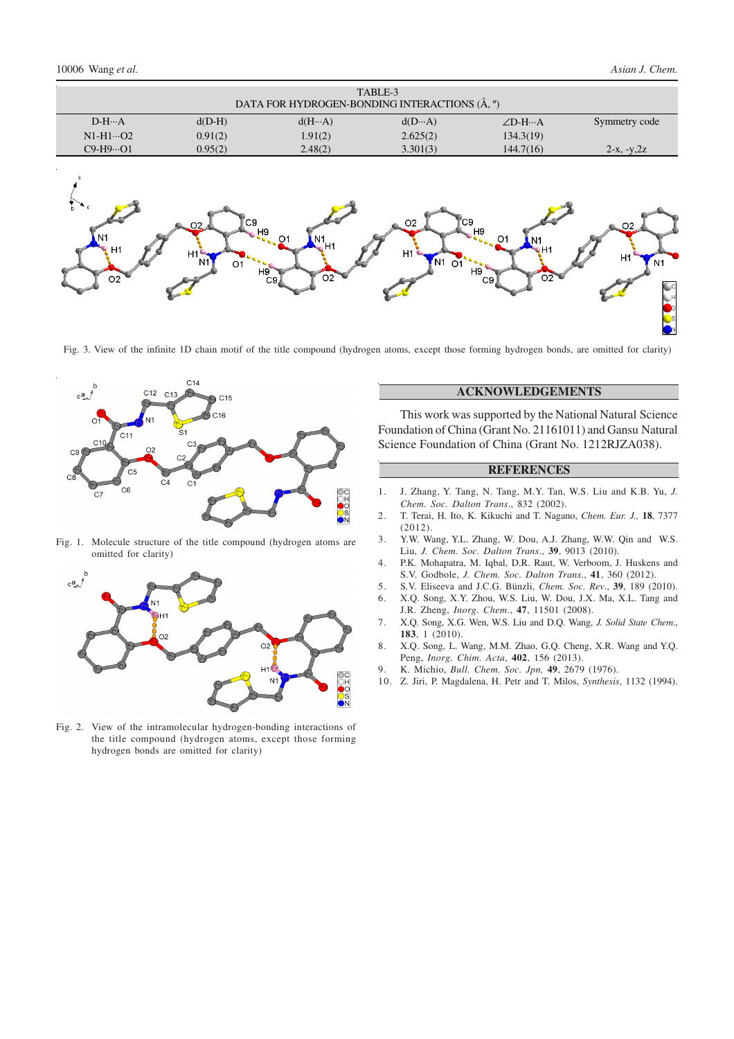TABLE-3
DATA FOR HYDROGEN-BONDING INTERACTIONS (Å, º)

| D-H···A | d(D-H) | d(H···A) | d(D···A) | ∠D-H···A | Symmetry code |
|---|---|---|---|---|---|
| N1-H1···O2 | 0.91(2) | 1.91(2) | 2.625(2) | 134.3(19) | |
| C9-H9···O1 | 0.95(2) | 2.48(2) | 3.301(3) | 144.7(16) | 2-x, -y,2z |

Fig. 3. View of the infinite 1D chain motif of the title compound (hydrogen atoms, except those forming hydrogen bonds, are omitted for clarity)

Fig. 1. Molecule structure of the title compound (hydrogen atoms are omitted for clarity)

Fig. 2. View of the intramolecular hydrogen-bonding interactions of the title compound (hydrogen atoms, except those forming hydrogen bonds are omitted for clarity)

## ACKNOWLEDGEMENTS

This work was supported by the National Natural Science Foundation of China (Grant No. 21161011) and Gansu Natural Science Foundation of China (Grant No. 1212RJZA038).

## REFERENCES

1. J. Zhang, Y. Tang, N. Tang, M.Y. Tan, W.S. Liu and K.B. Yu, *J. Chem. Soc. Dalton Trans*., 832 (2002).
2. T. Terai, H. Ito, K. Kikuchi and T. Nagano, *Chem. Eur. J.,* **18**, 7377 (2012).
3. Y.W. Wang, Y.L. Zhang, W. Dou, A.J. Zhang, W.W. Qin and W.S. Liu, *J. Chem. Soc. Dalton Trans*., **39**, 9013 (2010).
4. P.K. Mohapatra, M. Iqbal, D.R. Raut, W. Verboom, J. Huskens and S.V. Godbole, *J. Chem. Soc. Dalton Trans*., **41**, 360 (2012).
5. S.V. Eliseeva and J.C.G. Bünzli, *Chem. Soc. Rev*., **39**, 189 (2010).
6. X.Q. Song, X.Y. Zhou, W.S. Liu, W. Dou, J.X. Ma, X.L. Tang and J.R. Zheng, *Inorg. Chem*., **47**, 11501 (2008).
7. X.Q. Song, X.G. Wen, W.S. Liu and D.Q. Wang, *J. Solid State Chem*., **183**, 1 (2010).
8. X.Q. Song, L. Wang, M.M. Zhao, G,Q. Cheng, X.R. Wang and Y.Q. Peng, *Inorg. Chim. Acta*, **402**, 156 (2013).
9. K. Michio, *Bull. Chem. Soc. Jpn,* **49**, 2679 (1976).
10. Z. Jiri, P. Magdalena, H. Petr and T. Milos, *Synthesis*, 1132 (1994).